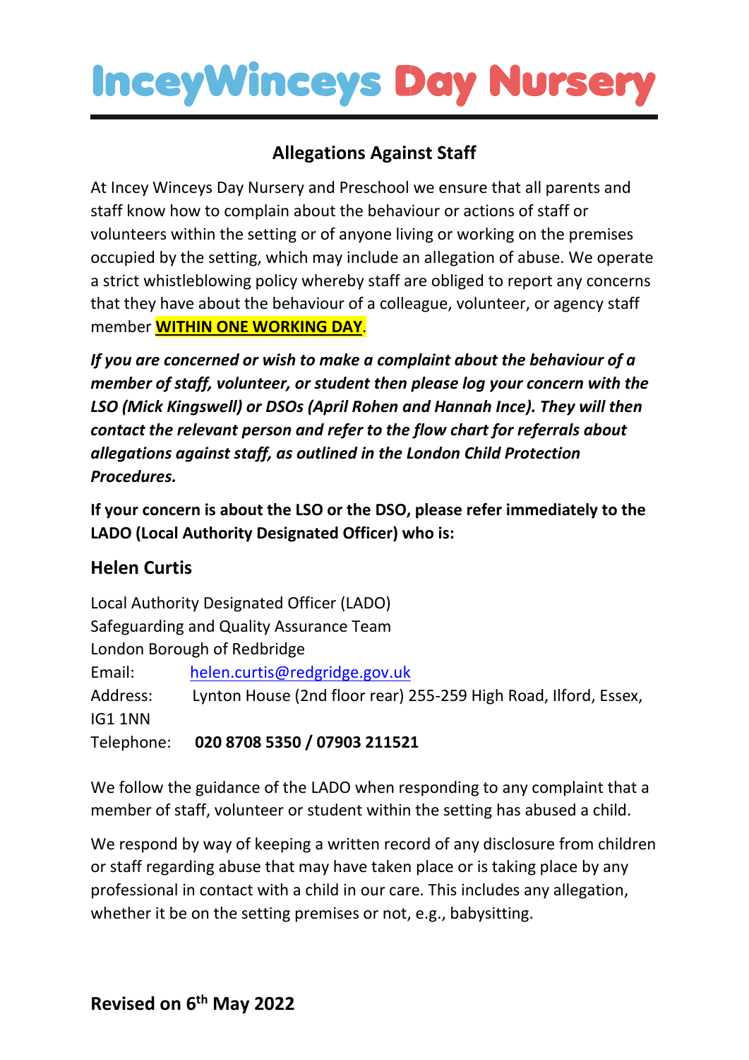# IncevWinceys Day Nursery

## Allegations Against Staff

At Incey Winceys Day Nursery and Preschool we ensure that all parents and staff know how to complain about the behaviour or actions of staff or volunteers within the setting or of anyone living or working on the premises occupied by the setting, which may include an allegation of abuse. We operate a strict whistleblowing policy whereby staff are obliged to report any concerns that they have about the behaviour of a colleague, volunteer, or agency staff member **WITHIN ONE WORKING DAY**.

***If you are concerned or wish to make a complaint about the behaviour of a member of staff, volunteer, or student then please log your concern with the LSO (Mick Kingswell) or DSOs (April Rohen and Hannah Ince). They will then contact the relevant person and refer to the flow chart for referrals about allegations against staff, as outlined in the London Child Protection Procedures.***

**If your concern is about the LSO or the DSO, please refer immediately to the LADO (Local Authority Designated Officer) who is:**

### Helen Curtis

Local Authority Designated Officer (LADO)
Safeguarding and Quality Assurance Team
London Borough of Redbridge
Email: helen.curtis@redgridge.gov.uk
Address: Lynton House (2nd floor rear) 255-259 High Road, Ilford, Essex, IG1 1NN
Telephone: **020 8708 5350 / 07903 211521**

We follow the guidance of the LADO when responding to any complaint that a member of staff, volunteer or student within the setting has abused a child.

We respond by way of keeping a written record of any disclosure from children or staff regarding abuse that may have taken place or is taking place by any professional in contact with a child in our care. This includes any allegation, whether it be on the setting premises or not, e.g., babysitting.

**Revised on 6th May 2022**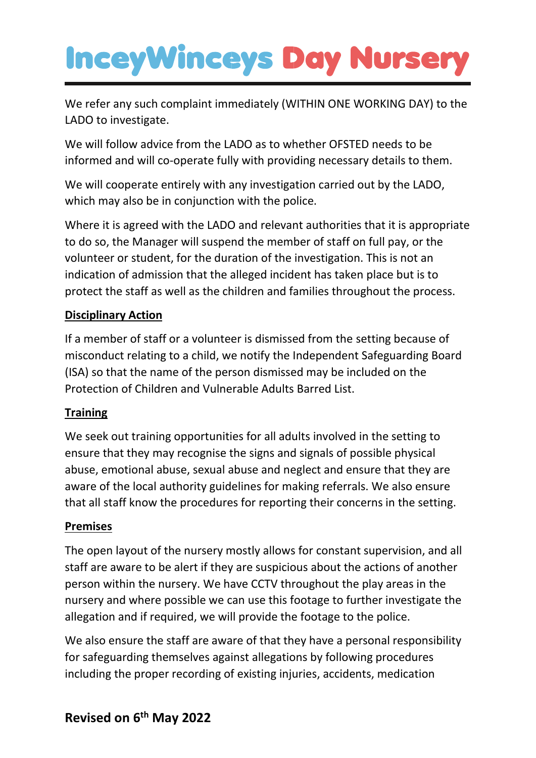We refer any such complaint immediately (WITHIN ONE WORKING DAY) to the LADO to investigate.

We will follow advice from the LADO as to whether OFSTED needs to be informed and will co-operate fully with providing necessary details to them.

We will cooperate entirely with any investigation carried out by the LADO, which may also be in conjunction with the police.

Where it is agreed with the LADO and relevant authorities that it is appropriate to do so, the Manager will suspend the member of staff on full pay, or the volunteer or student, for the duration of the investigation. This is not an indication of admission that the alleged incident has taken place but is to protect the staff as well as the children and families throughout the process.

**Disciplinary Action**

If a member of staff or a volunteer is dismissed from the setting because of misconduct relating to a child, we notify the Independent Safeguarding Board (ISA) so that the name of the person dismissed may be included on the Protection of Children and Vulnerable Adults Barred List.

**Training**

We seek out training opportunities for all adults involved in the setting to ensure that they may recognise the signs and signals of possible physical abuse, emotional abuse, sexual abuse and neglect and ensure that they are aware of the local authority guidelines for making referrals. We also ensure that all staff know the procedures for reporting their concerns in the setting.

**Premises**

The open layout of the nursery mostly allows for constant supervision, and all staff are aware to be alert if they are suspicious about the actions of another person within the nursery. We have CCTV throughout the play areas in the nursery and where possible we can use this footage to further investigate the allegation and if required, we will provide the footage to the police.

We also ensure the staff are aware of that they have a personal responsibility for safeguarding themselves against allegations by following procedures including the proper recording of existing injuries, accidents, medication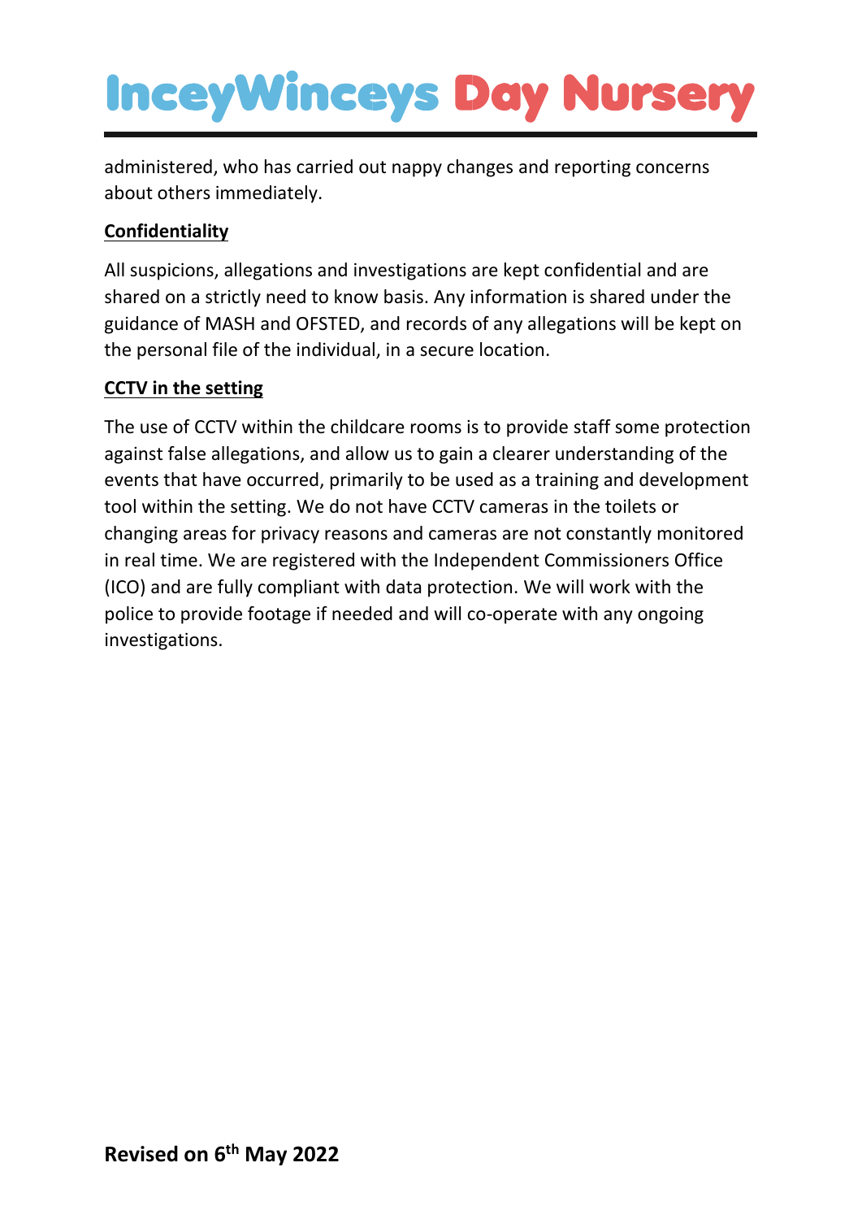administered, who has carried out nappy changes and reporting concerns about others immediately.

**Confidentiality**

All suspicions, allegations and investigations are kept confidential and are shared on a strictly need to know basis. Any information is shared under the guidance of MASH and OFSTED, and records of any allegations will be kept on the personal file of the individual, in a secure location.

**CCTV in the setting**

The use of CCTV within the childcare rooms is to provide staff some protection against false allegations, and allow us to gain a clearer understanding of the events that have occurred, primarily to be used as a training and development tool within the setting. We do not have CCTV cameras in the toilets or changing areas for privacy reasons and cameras are not constantly monitored in real time. We are registered with the Independent Commissioners Office (ICO) and are fully compliant with data protection. We will work with the police to provide footage if needed and will co-operate with any ongoing investigations.

**Revised on 6th May 2022**